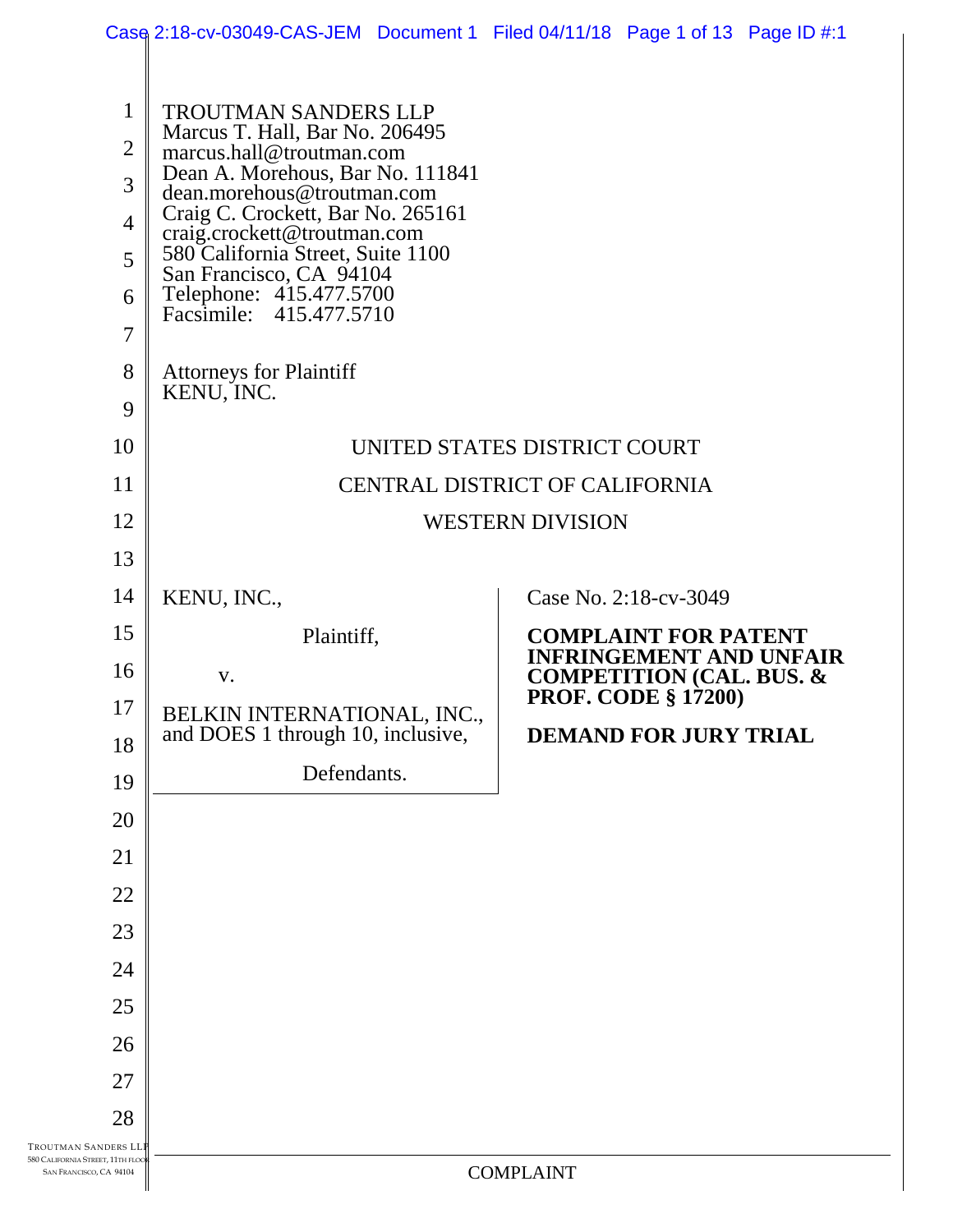TROUTMAN SANDERS LLP
Marcus T. Hall, Bar No. 206495
marcus.hall@troutman.com
Dean A. Morehous, Bar No. 111841
dean.morehous@troutman.com
Craig C. Crockett, Bar No. 265161
craig.crockett@troutman.com
580 California Street, Suite 1100
San Francisco, CA 94104
Telephone: 415.477.5700
Facsimile: 415.477.5710

Attorneys for Plaintiff
KENU, INC.

UNITED STATES DISTRICT COURT

CENTRAL DISTRICT OF CALIFORNIA

WESTERN DIVISION

| | |
|---|---|
| KENU, INC.,<br><br>Plaintiff,<br><br>v.<br><br>BELKIN INTERNATIONAL, INC., and DOES 1 through 10, inclusive,<br><br>Defendants. | Case No. 2:18-cv-3049<br><br>**COMPLAINT FOR PATENT INFRINGEMENT AND UNFAIR COMPETITION (CAL. BUS. & PROF. CODE § 17200)**<br><br>**DEMAND FOR JURY TRIAL** |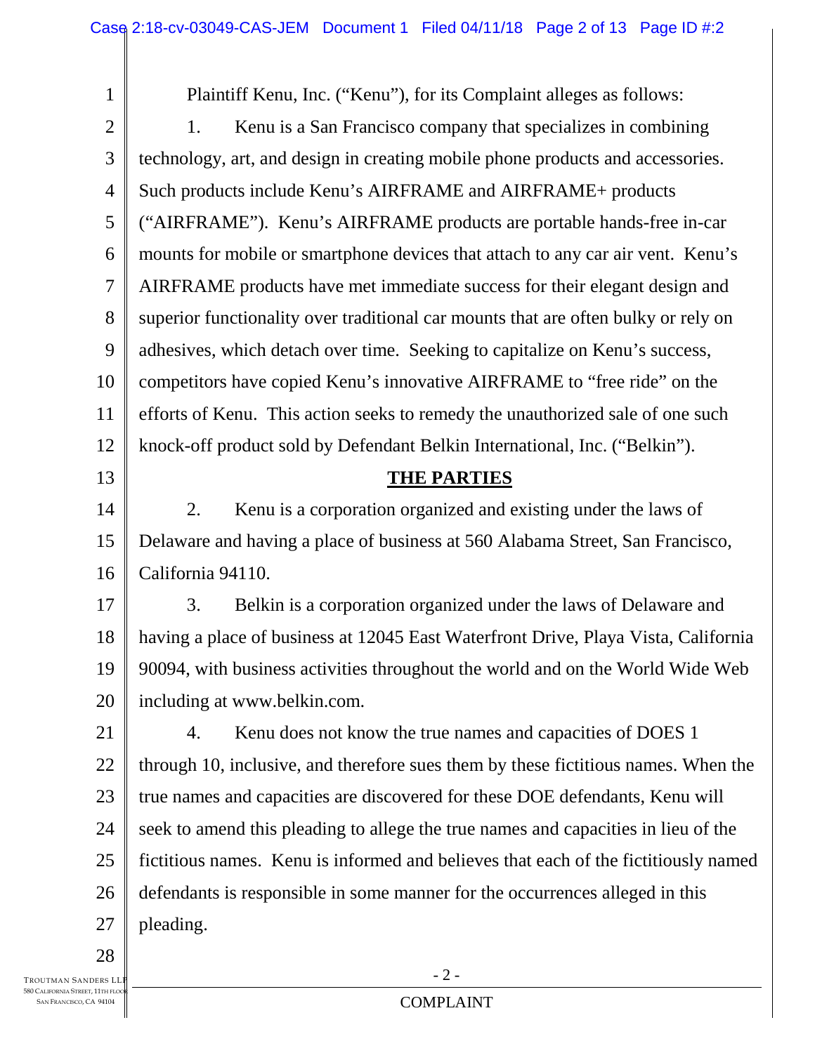Plaintiff Kenu, Inc. ("Kenu"), for its Complaint alleges as follows:

1. Kenu is a San Francisco company that specializes in combining technology, art, and design in creating mobile phone products and accessories. Such products include Kenu's AIRFRAME and AIRFRAME+ products ("AIRFRAME"). Kenu's AIRFRAME products are portable hands-free in-car mounts for mobile or smartphone devices that attach to any car air vent. Kenu's AIRFRAME products have met immediate success for their elegant design and superior functionality over traditional car mounts that are often bulky or rely on adhesives, which detach over time. Seeking to capitalize on Kenu's success, competitors have copied Kenu's innovative AIRFRAME to "free ride" on the efforts of Kenu. This action seeks to remedy the unauthorized sale of one such knock-off product sold by Defendant Belkin International, Inc. ("Belkin").

## THE PARTIES

2. Kenu is a corporation organized and existing under the laws of Delaware and having a place of business at 560 Alabama Street, San Francisco, California 94110.

3. Belkin is a corporation organized under the laws of Delaware and having a place of business at 12045 East Waterfront Drive, Playa Vista, California 90094, with business activities throughout the world and on the World Wide Web including at www.belkin.com.

4. Kenu does not know the true names and capacities of DOES 1 through 10, inclusive, and therefore sues them by these fictitious names. When the true names and capacities are discovered for these DOE defendants, Kenu will seek to amend this pleading to allege the true names and capacities in lieu of the fictitious names. Kenu is informed and believes that each of the fictitiously named defendants is responsible in some manner for the occurrences alleged in this pleading.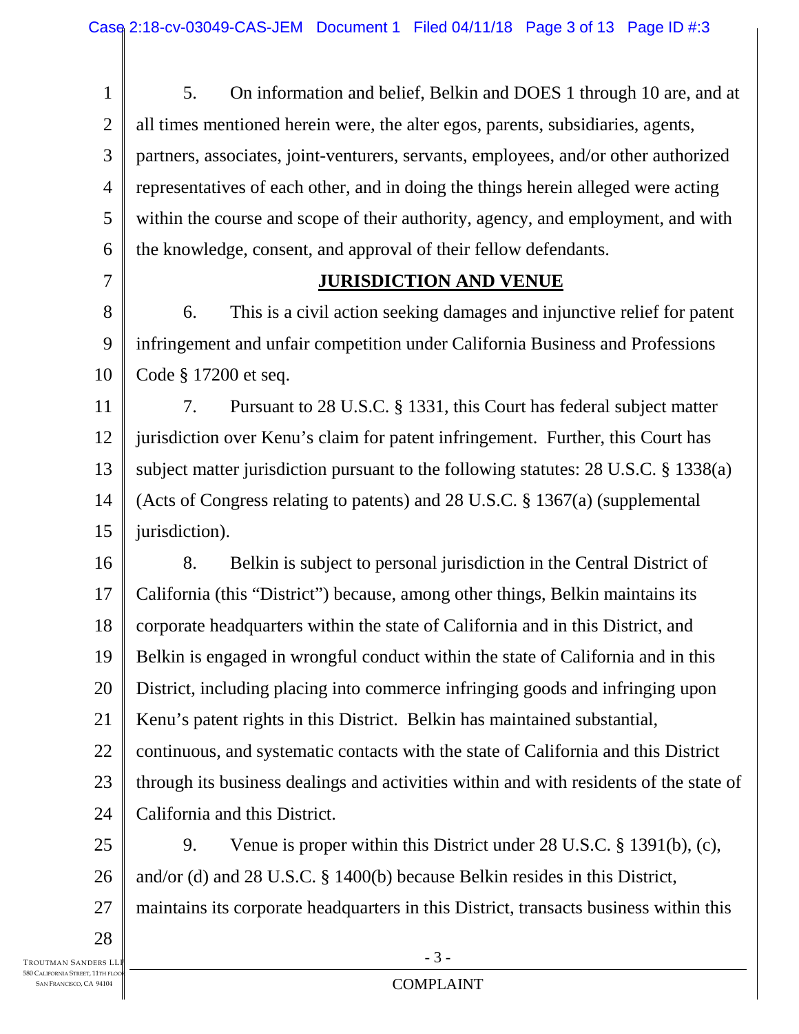5. On information and belief, Belkin and DOES 1 through 10 are, and at all times mentioned herein were, the alter egos, parents, subsidiaries, agents, partners, associates, joint-venturers, servants, employees, and/or other authorized representatives of each other, and in doing the things herein alleged were acting within the course and scope of their authority, agency, and employment, and with the knowledge, consent, and approval of their fellow defendants.

## JURISDICTION AND VENUE

6. This is a civil action seeking damages and injunctive relief for patent infringement and unfair competition under California Business and Professions Code § 17200 et seq.

7. Pursuant to 28 U.S.C. § 1331, this Court has federal subject matter jurisdiction over Kenu's claim for patent infringement. Further, this Court has subject matter jurisdiction pursuant to the following statutes: 28 U.S.C. § 1338(a) (Acts of Congress relating to patents) and 28 U.S.C. § 1367(a) (supplemental jurisdiction).

8. Belkin is subject to personal jurisdiction in the Central District of California (this "District") because, among other things, Belkin maintains its corporate headquarters within the state of California and in this District, and Belkin is engaged in wrongful conduct within the state of California and in this District, including placing into commerce infringing goods and infringing upon Kenu's patent rights in this District. Belkin has maintained substantial, continuous, and systematic contacts with the state of California and this District through its business dealings and activities within and with residents of the state of California and this District.

9. Venue is proper within this District under 28 U.S.C. § 1391(b), (c), and/or (d) and 28 U.S.C. § 1400(b) because Belkin resides in this District, maintains its corporate headquarters in this District, transacts business within this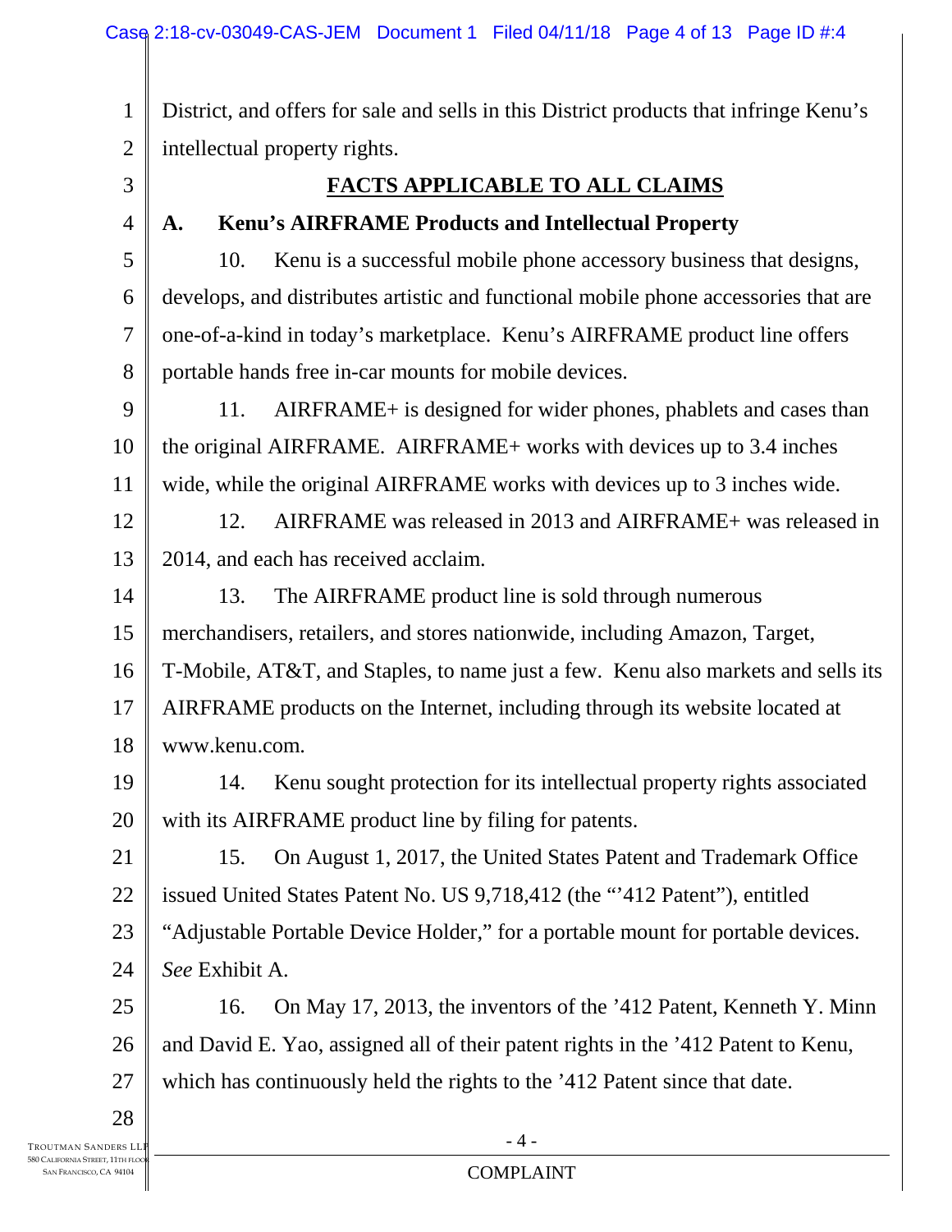District, and offers for sale and sells in this District products that infringe Kenu's intellectual property rights.

## FACTS APPLICABLE TO ALL CLAIMS

### A. Kenu's AIRFRAME Products and Intellectual Property

10. Kenu is a successful mobile phone accessory business that designs, develops, and distributes artistic and functional mobile phone accessories that are one-of-a-kind in today's marketplace. Kenu's AIRFRAME product line offers portable hands free in-car mounts for mobile devices.

11. AIRFRAME+ is designed for wider phones, phablets and cases than the original AIRFRAME. AIRFRAME+ works with devices up to 3.4 inches wide, while the original AIRFRAME works with devices up to 3 inches wide.

12. AIRFRAME was released in 2013 and AIRFRAME+ was released in 2014, and each has received acclaim.

13. The AIRFRAME product line is sold through numerous merchandisers, retailers, and stores nationwide, including Amazon, Target, T-Mobile, AT&T, and Staples, to name just a few. Kenu also markets and sells its AIRFRAME products on the Internet, including through its website located at www.kenu.com.

14. Kenu sought protection for its intellectual property rights associated with its AIRFRAME product line by filing for patents.

15. On August 1, 2017, the United States Patent and Trademark Office issued United States Patent No. US 9,718,412 (the "'412 Patent"), entitled "Adjustable Portable Device Holder," for a portable mount for portable devices. *See* Exhibit A.

16. On May 17, 2013, the inventors of the '412 Patent, Kenneth Y. Minn and David E. Yao, assigned all of their patent rights in the '412 Patent to Kenu, which has continuously held the rights to the '412 Patent since that date.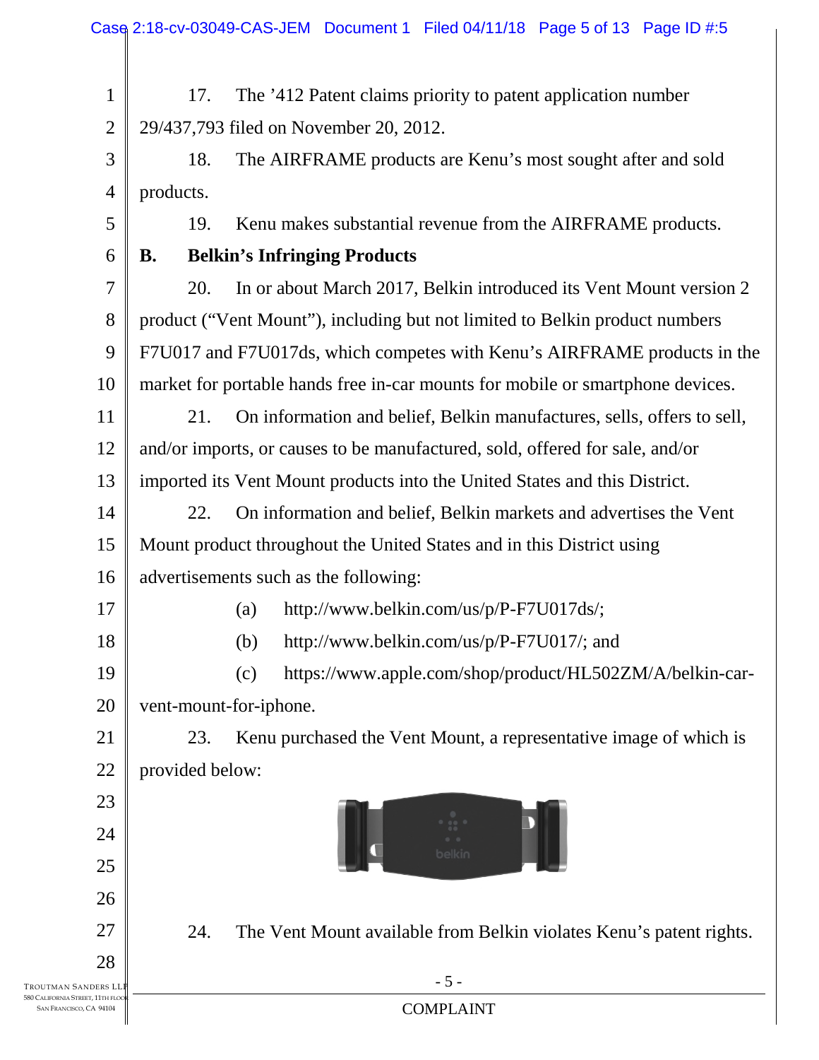17. The ’412 Patent claims priority to patent application number 29/437,793 filed on November 20, 2012.

18. The AIRFRAME products are Kenu’s most sought after and sold products.

19. Kenu makes substantial revenue from the AIRFRAME products.

### B. Belkin’s Infringing Products

20. In or about March 2017, Belkin introduced its Vent Mount version 2 product (“Vent Mount”), including but not limited to Belkin product numbers F7U017 and F7U017ds, which competes with Kenu’s AIRFRAME products in the market for portable hands free in-car mounts for mobile or smartphone devices.

21. On information and belief, Belkin manufactures, sells, offers to sell, and/or imports, or causes to be manufactured, sold, offered for sale, and/or imported its Vent Mount products into the United States and this District.

22. On information and belief, Belkin markets and advertises the Vent Mount product throughout the United States and in this District using advertisements such as the following:

(a) http://www.belkin.com/us/p/P-F7U017ds/;

(b) http://www.belkin.com/us/p/P-F7U017/; and

(c) https://www.apple.com/shop/product/HL502ZM/A/belkin-car-vent-mount-for-iphone.

23. Kenu purchased the Vent Mount, a representative image of which is provided below:

24. The Vent Mount available from Belkin violates Kenu’s patent rights.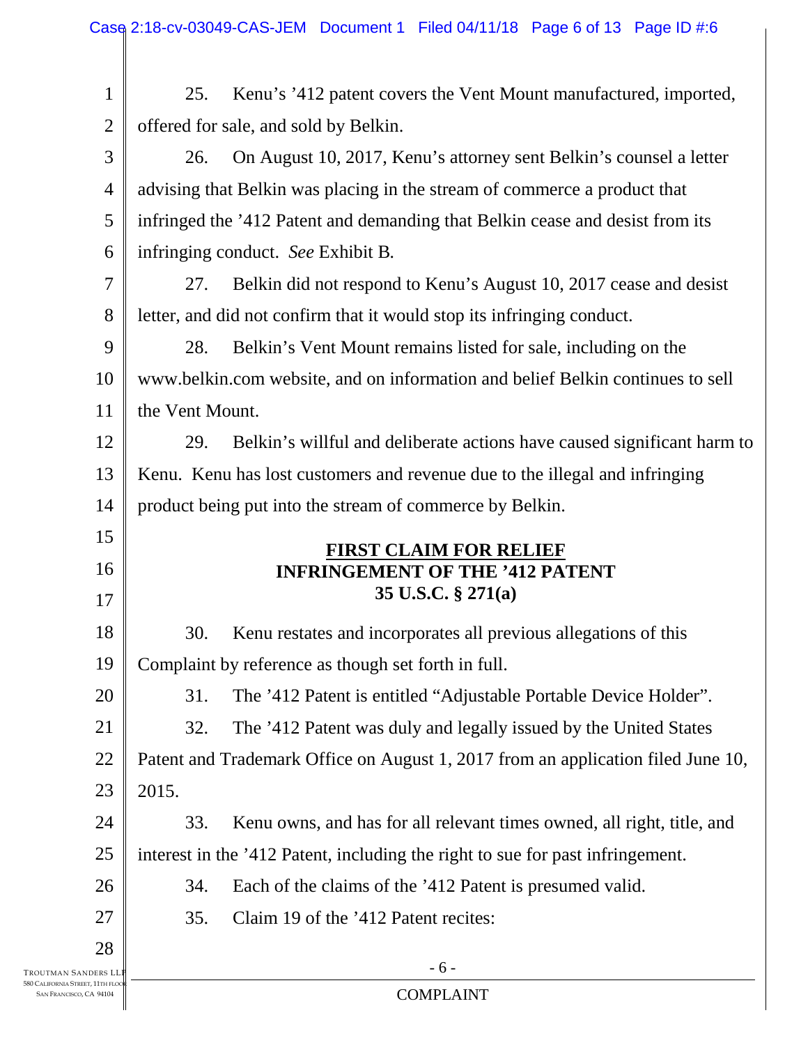25. Kenu's '412 patent covers the Vent Mount manufactured, imported, offered for sale, and sold by Belkin.

26. On August 10, 2017, Kenu's attorney sent Belkin's counsel a letter advising that Belkin was placing in the stream of commerce a product that infringed the '412 Patent and demanding that Belkin cease and desist from its infringing conduct. *See* Exhibit B.

27. Belkin did not respond to Kenu's August 10, 2017 cease and desist letter, and did not confirm that it would stop its infringing conduct.

28. Belkin's Vent Mount remains listed for sale, including on the www.belkin.com website, and on information and belief Belkin continues to sell the Vent Mount.

29. Belkin's willful and deliberate actions have caused significant harm to Kenu. Kenu has lost customers and revenue due to the illegal and infringing product being put into the stream of commerce by Belkin.

## FIRST CLAIM FOR RELIEF
## INFRINGEMENT OF THE '412 PATENT
## 35 U.S.C. § 271(a)

30. Kenu restates and incorporates all previous allegations of this Complaint by reference as though set forth in full.

31. The '412 Patent is entitled "Adjustable Portable Device Holder".

32. The '412 Patent was duly and legally issued by the United States Patent and Trademark Office on August 1, 2017 from an application filed June 10, 2015.

33. Kenu owns, and has for all relevant times owned, all right, title, and interest in the '412 Patent, including the right to sue for past infringement.

34. Each of the claims of the '412 Patent is presumed valid.

35. Claim 19 of the '412 Patent recites: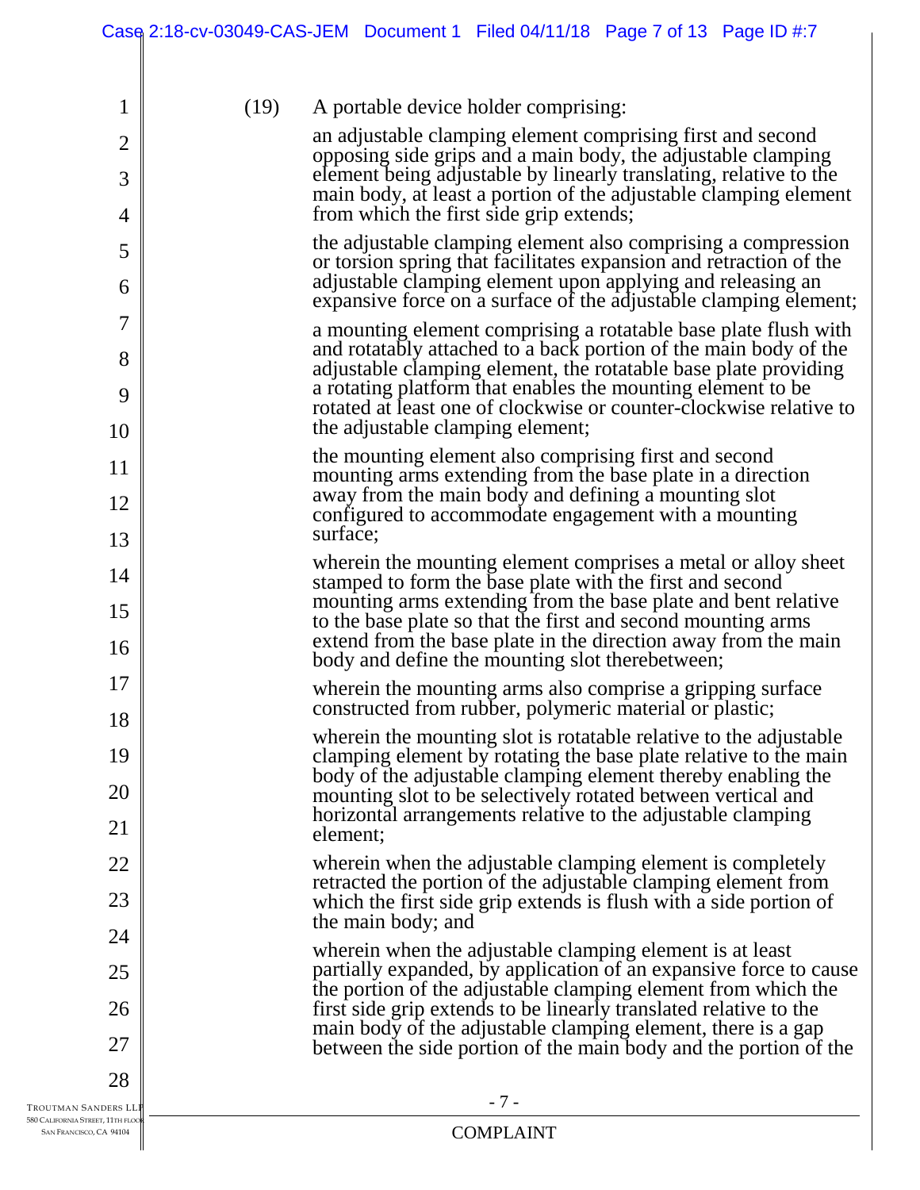(19) A portable device holder comprising:

an adjustable clamping element comprising first and second opposing side grips and a main body, the adjustable clamping element being adjustable by linearly translating, relative to the main body, at least a portion of the adjustable clamping element from which the first side grip extends;

the adjustable clamping element also comprising a compression or torsion spring that facilitates expansion and retraction of the adjustable clamping element upon applying and releasing an expansive force on a surface of the adjustable clamping element;

a mounting element comprising a rotatable base plate flush with and rotatably attached to a back portion of the main body of the adjustable clamping element, the rotatable base plate providing a rotating platform that enables the mounting element to be rotated at least one of clockwise or counter-clockwise relative to the adjustable clamping element;

the mounting element also comprising first and second mounting arms extending from the base plate in a direction away from the main body and defining a mounting slot configured to accommodate engagement with a mounting surface;

wherein the mounting element comprises a metal or alloy sheet stamped to form the base plate with the first and second mounting arms extending from the base plate and bent relative to the base plate so that the first and second mounting arms extend from the base plate in the direction away from the main body and define the mounting slot therebetween;

wherein the mounting arms also comprise a gripping surface constructed from rubber, polymeric material or plastic;

wherein the mounting slot is rotatable relative to the adjustable clamping element by rotating the base plate relative to the main body of the adjustable clamping element thereby enabling the mounting slot to be selectively rotated between vertical and horizontal arrangements relative to the adjustable clamping element;

wherein when the adjustable clamping element is completely retracted the portion of the adjustable clamping element from which the first side grip extends is flush with a side portion of the main body; and

wherein when the adjustable clamping element is at least partially expanded, by application of an expansive force to cause the portion of the adjustable clamping element from which the first side grip extends to be linearly translated relative to the main body of the adjustable clamping element, there is a gap between the side portion of the main body and the portion of the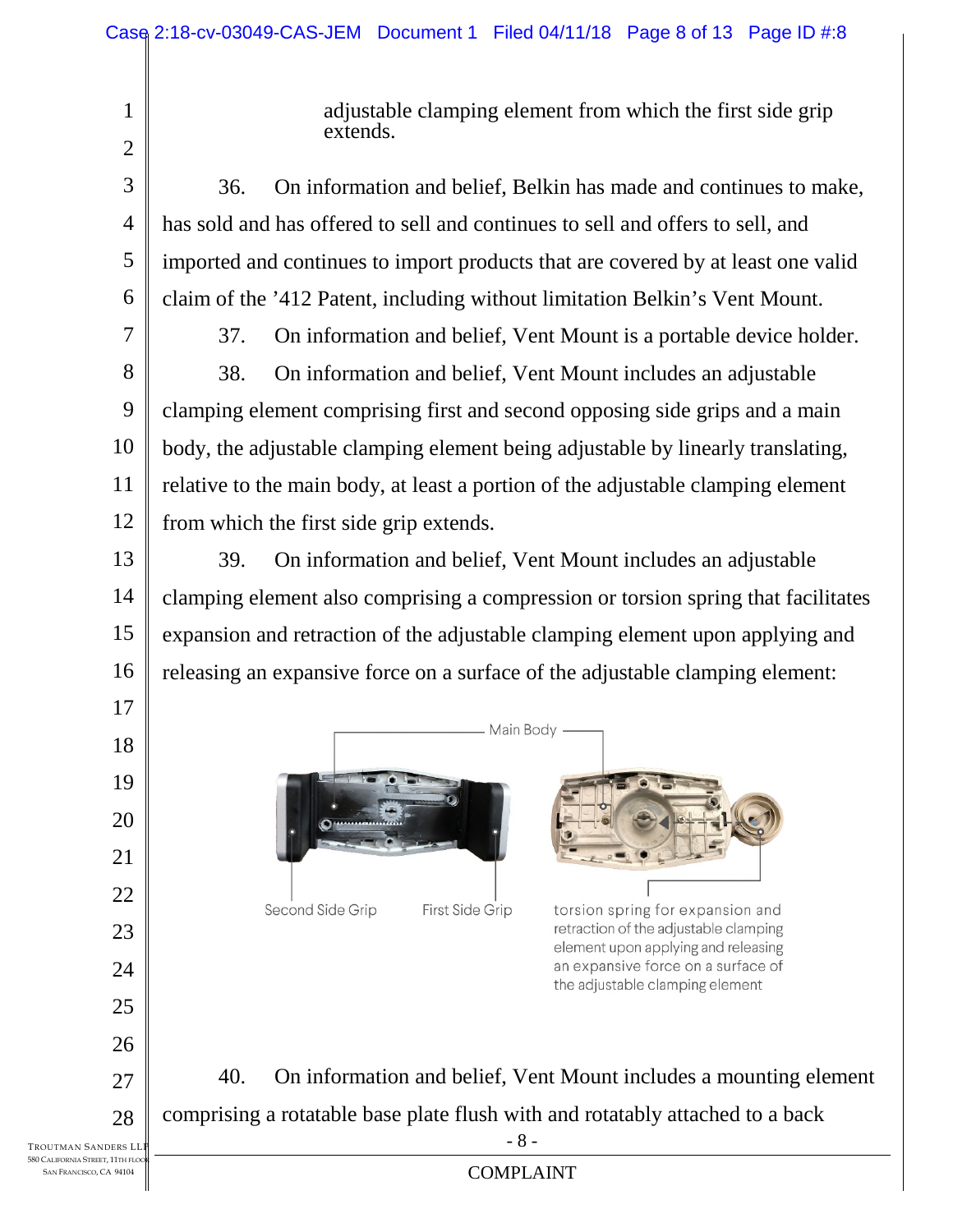adjustable clamping element from which the first side grip extends.

36. On information and belief, Belkin has made and continues to make, has sold and has offered to sell and continues to sell and offers to sell, and imported and continues to import products that are covered by at least one valid claim of the '412 Patent, including without limitation Belkin's Vent Mount.

37. On information and belief, Vent Mount is a portable device holder.

38. On information and belief, Vent Mount includes an adjustable clamping element comprising first and second opposing side grips and a main body, the adjustable clamping element being adjustable by linearly translating, relative to the main body, at least a portion of the adjustable clamping element from which the first side grip extends.

39. On information and belief, Vent Mount includes an adjustable clamping element also comprising a compression or torsion spring that facilitates expansion and retraction of the adjustable clamping element upon applying and releasing an expansive force on a surface of the adjustable clamping element:

Main Body

Second Side Grip

First Side Grip

torsion spring for expansion and retraction of the adjustable clamping element upon applying and releasing an expansive force on a surface of the adjustable clamping element

40. On information and belief, Vent Mount includes a mounting element comprising a rotatable base plate flush with and rotatably attached to a back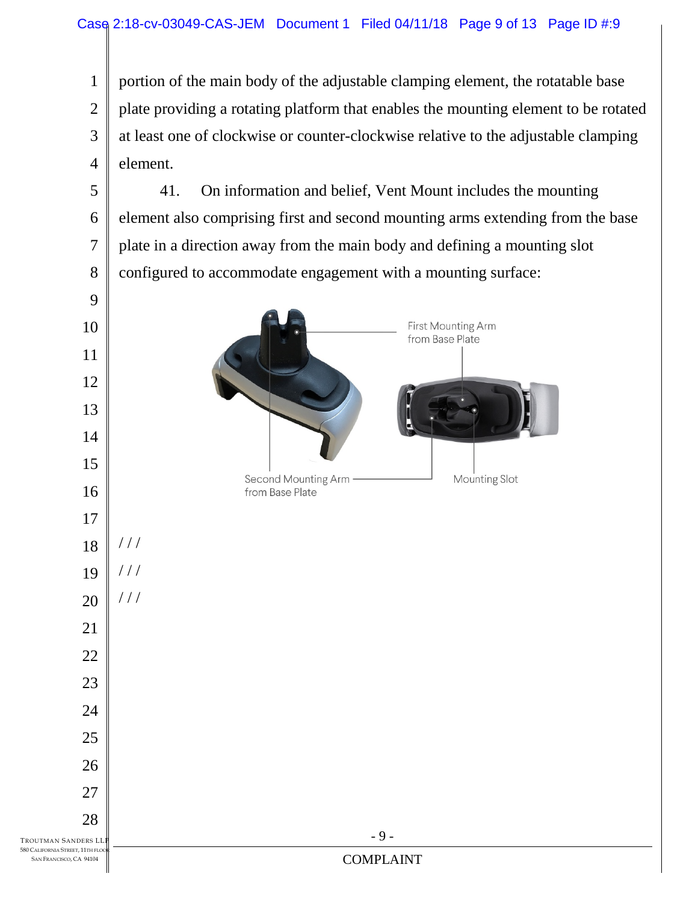portion of the main body of the adjustable clamping element, the rotatable base plate providing a rotating platform that enables the mounting element to be rotated at least one of clockwise or counter-clockwise relative to the adjustable clamping element.

41. On information and belief, Vent Mount includes the mounting element also comprising first and second mounting arms extending from the base plate in a direction away from the main body and defining a mounting slot configured to accommodate engagement with a mounting surface:

First Mounting Arm from Base Plate

Second Mounting Arm from Base Plate

Mounting Slot

/ / /

/ / /

/ / /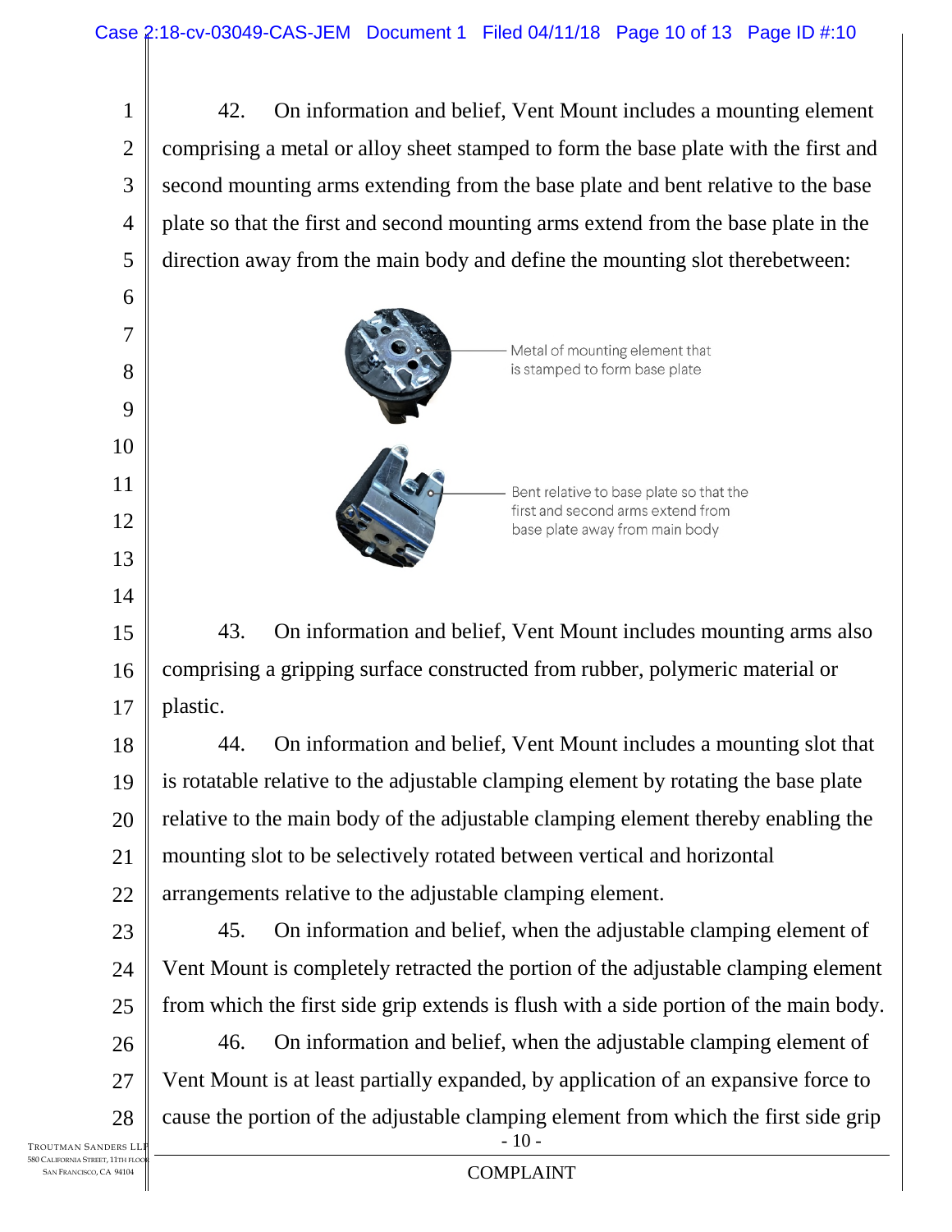42. On information and belief, Vent Mount includes a mounting element comprising a metal or alloy sheet stamped to form the base plate with the first and second mounting arms extending from the base plate and bent relative to the base plate so that the first and second mounting arms extend from the base plate in the direction away from the main body and define the mounting slot therebetween:

Metal of mounting element that is stamped to form base plate

Bent relative to base plate so that the first and second arms extend from base plate away from main body

43. On information and belief, Vent Mount includes mounting arms also comprising a gripping surface constructed from rubber, polymeric material or plastic.

44. On information and belief, Vent Mount includes a mounting slot that is rotatable relative to the adjustable clamping element by rotating the base plate relative to the main body of the adjustable clamping element thereby enabling the mounting slot to be selectively rotated between vertical and horizontal arrangements relative to the adjustable clamping element.

45. On information and belief, when the adjustable clamping element of Vent Mount is completely retracted the portion of the adjustable clamping element from which the first side grip extends is flush with a side portion of the main body.

46. On information and belief, when the adjustable clamping element of Vent Mount is at least partially expanded, by application of an expansive force to cause the portion of the adjustable clamping element from which the first side grip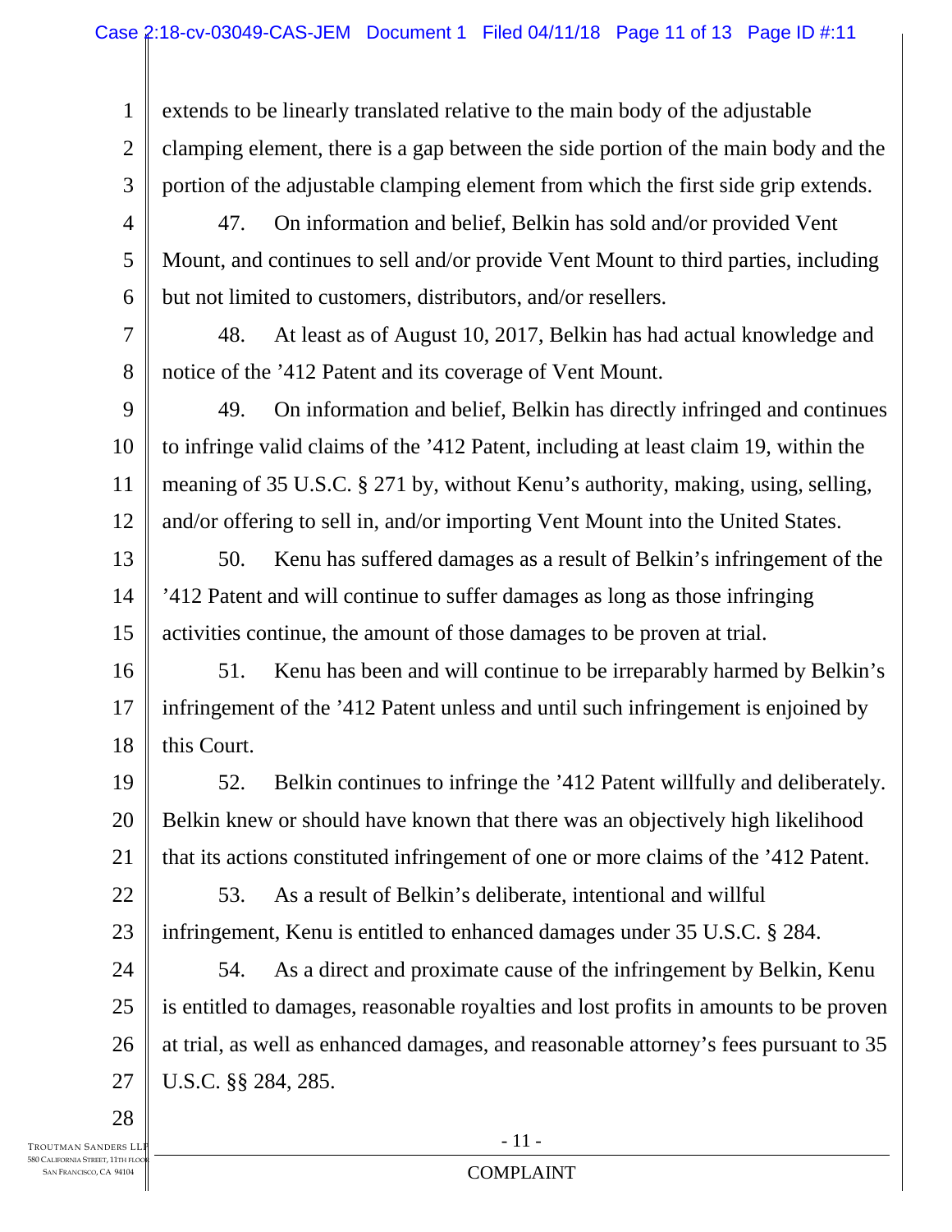extends to be linearly translated relative to the main body of the adjustable clamping element, there is a gap between the side portion of the main body and the portion of the adjustable clamping element from which the first side grip extends.

47. On information and belief, Belkin has sold and/or provided Vent Mount, and continues to sell and/or provide Vent Mount to third parties, including but not limited to customers, distributors, and/or resellers.

48. At least as of August 10, 2017, Belkin has had actual knowledge and notice of the ’412 Patent and its coverage of Vent Mount.

49. On information and belief, Belkin has directly infringed and continues to infringe valid claims of the ’412 Patent, including at least claim 19, within the meaning of 35 U.S.C. § 271 by, without Kenu’s authority, making, using, selling, and/or offering to sell in, and/or importing Vent Mount into the United States.

50. Kenu has suffered damages as a result of Belkin’s infringement of the ’412 Patent and will continue to suffer damages as long as those infringing activities continue, the amount of those damages to be proven at trial.

51. Kenu has been and will continue to be irreparably harmed by Belkin’s infringement of the ’412 Patent unless and until such infringement is enjoined by this Court.

52. Belkin continues to infringe the ’412 Patent willfully and deliberately. Belkin knew or should have known that there was an objectively high likelihood that its actions constituted infringement of one or more claims of the ’412 Patent.

53. As a result of Belkin’s deliberate, intentional and willful infringement, Kenu is entitled to enhanced damages under 35 U.S.C. § 284.

54. As a direct and proximate cause of the infringement by Belkin, Kenu is entitled to damages, reasonable royalties and lost profits in amounts to be proven at trial, as well as enhanced damages, and reasonable attorney’s fees pursuant to 35 U.S.C. §§ 284, 285.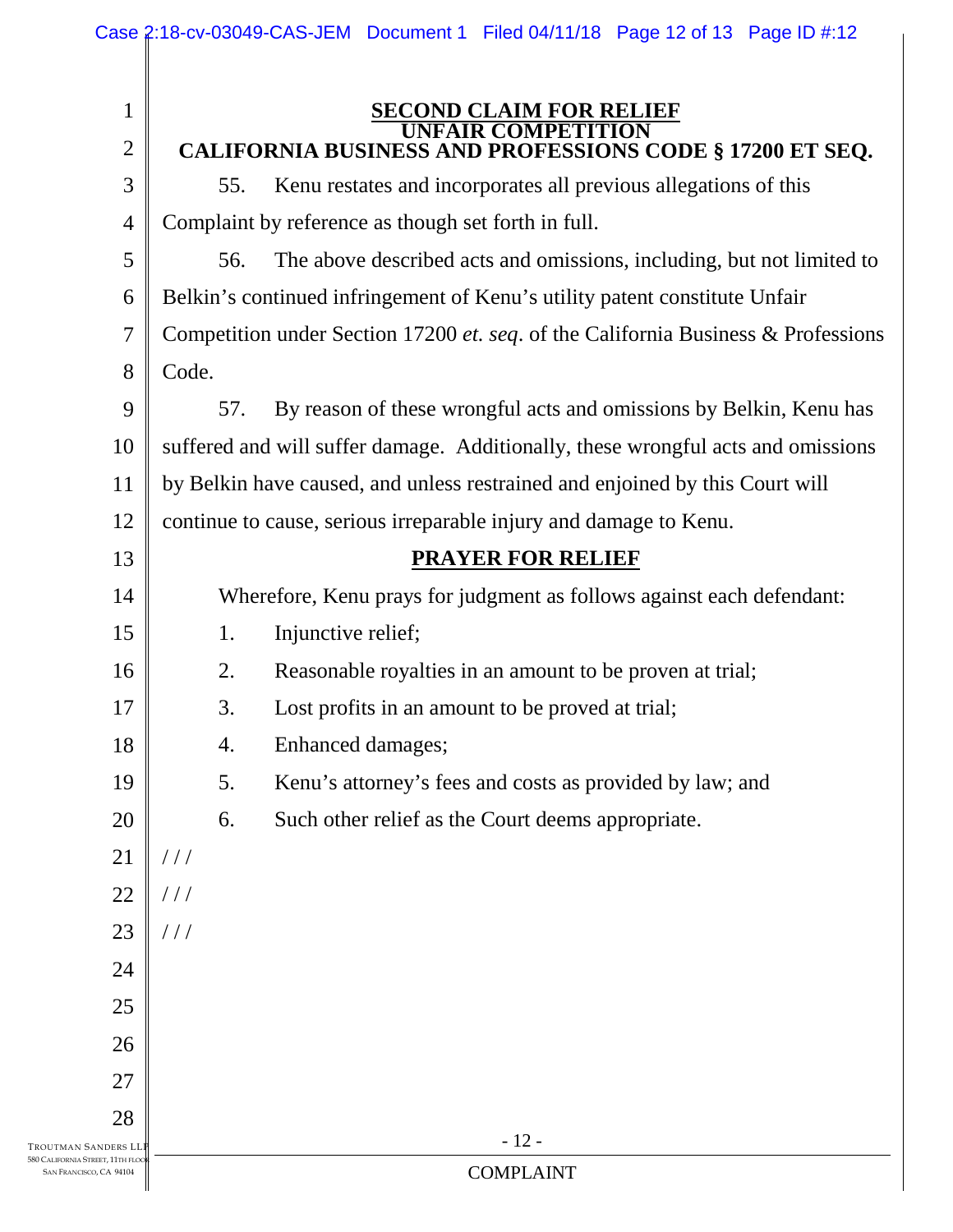## SECOND CLAIM FOR RELIEF
## UNFAIR COMPETITION
## CALIFORNIA BUSINESS AND PROFESSIONS CODE § 17200 ET SEQ.

55. Kenu restates and incorporates all previous allegations of this Complaint by reference as though set forth in full.

56. The above described acts and omissions, including, but not limited to Belkin's continued infringement of Kenu's utility patent constitute Unfair Competition under Section 17200 *et. seq*. of the California Business & Professions Code.

57. By reason of these wrongful acts and omissions by Belkin, Kenu has suffered and will suffer damage. Additionally, these wrongful acts and omissions by Belkin have caused, and unless restrained and enjoined by this Court will continue to cause, serious irreparable injury and damage to Kenu.

## PRAYER FOR RELIEF

Wherefore, Kenu prays for judgment as follows against each defendant:

1. Injunctive relief;
2. Reasonable royalties in an amount to be proven at trial;
3. Lost profits in an amount to be proved at trial;
4. Enhanced damages;
5. Kenu's attorney's fees and costs as provided by law; and
6. Such other relief as the Court deems appropriate.

/ / /

/ / /

/ / /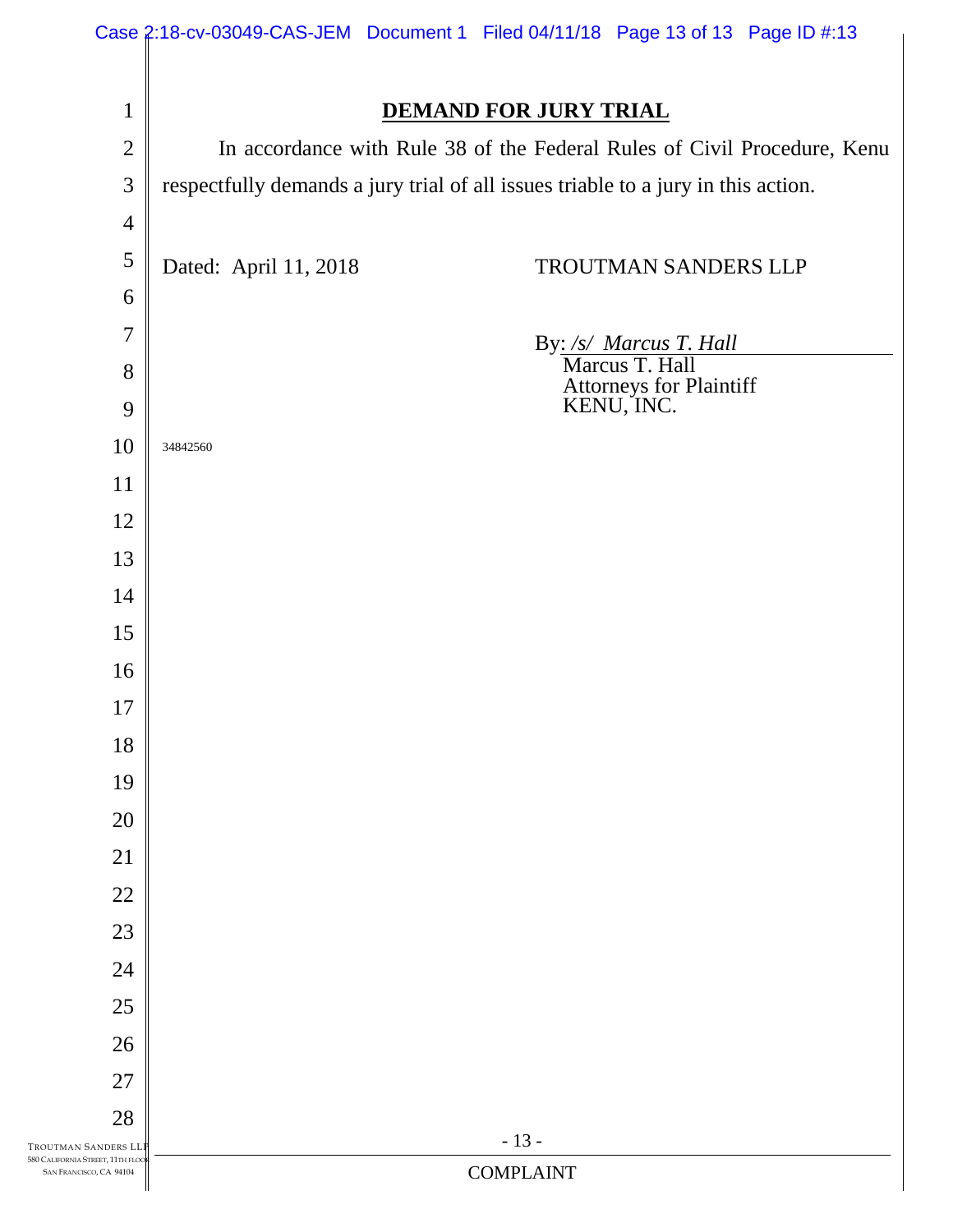**DEMAND FOR JURY TRIAL**

In accordance with Rule 38 of the Federal Rules of Civil Procedure, Kenu respectfully demands a jury trial of all issues triable to a jury in this action.

Dated: April 11, 2018

TROUTMAN SANDERS LLP

By: */s/ Marcus T. Hall*
Marcus T. Hall
Attorneys for Plaintiff
KENU, INC.

34842560